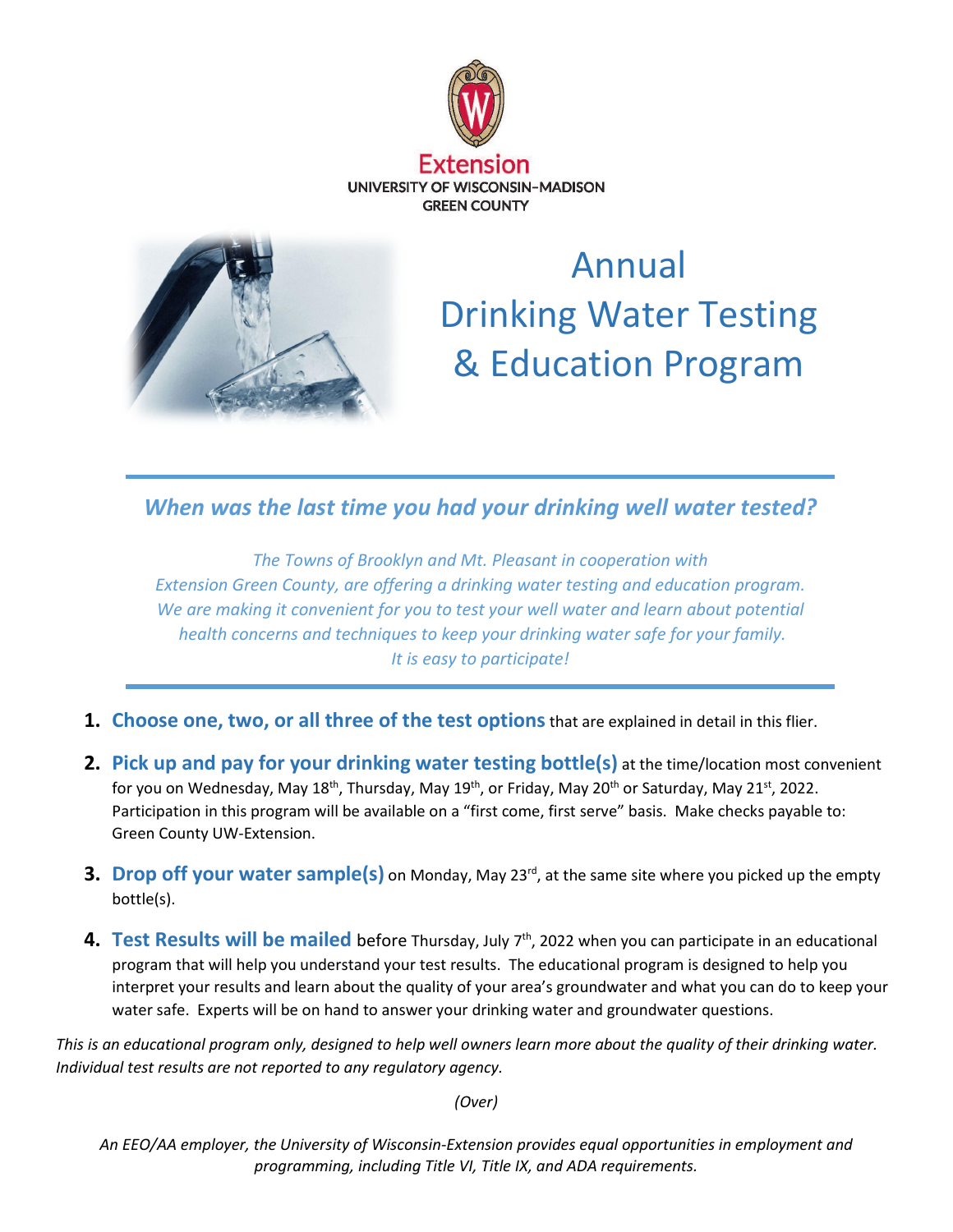Extension
UNIVERSITY OF WISCONSIN–MADISON
GREEN COUNTY

# Annual Drinking Water Testing & Education Program

## *When was the last time you had your drinking well water tested?*

*The Towns of Brooklyn and Mt. Pleasant in cooperation with Extension Green County, are offering a drinking water testing and education program. We are making it convenient for you to test your well water and learn about potential health concerns and techniques to keep your drinking water safe for your family. It is easy to participate!*

1. **Choose one, two, or all three of the test options** that are explained in detail in this flier.
2. **Pick up and pay for your drinking water testing bottle(s)** at the time/location most convenient for you on Wednesday, May 18th, Thursday, May 19th, or Friday, May 20th or Saturday, May 21st, 2022. Participation in this program will be available on a "first come, first serve" basis. Make checks payable to: Green County UW-Extension.
3. **Drop off your water sample(s)** on Monday, May 23rd, at the same site where you picked up the empty bottle(s).
4. **Test Results will be mailed** before Thursday, July 7th, 2022 when you can participate in an educational program that will help you understand your test results. The educational program is designed to help you interpret your results and learn about the quality of your area's groundwater and what you can do to keep your water safe. Experts will be on hand to answer your drinking water and groundwater questions.

*This is an educational program only, designed to help well owners learn more about the quality of their drinking water. Individual test results are not reported to any regulatory agency.*

*(Over)*

*An EEO/AA employer, the University of Wisconsin-Extension provides equal opportunities in employment and programming, including Title VI, Title IX, and ADA requirements.*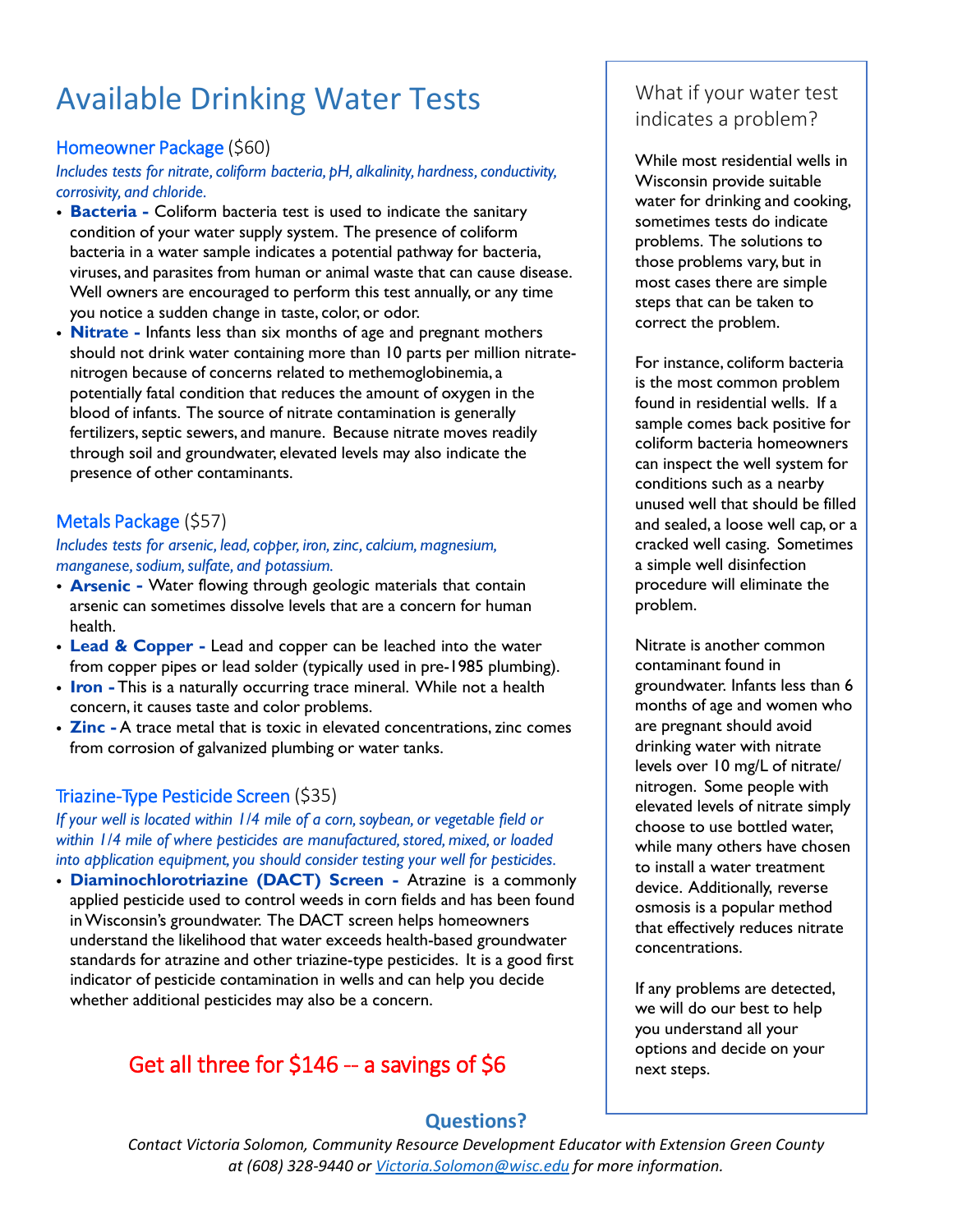# Available Drinking Water Tests

## Homeowner Package ($60)

*Includes tests for nitrate, coliform bacteria, pH, alkalinity, hardness, conductivity, corrosivity, and chloride.*

- **Bacteria -** Coliform bacteria test is used to indicate the sanitary condition of your water supply system. The presence of coliform bacteria in a water sample indicates a potential pathway for bacteria, viruses, and parasites from human or animal waste that can cause disease. Well owners are encouraged to perform this test annually, or any time you notice a sudden change in taste, color, or odor.
- **Nitrate -** Infants less than six months of age and pregnant mothers should not drink water containing more than 10 parts per million nitrate-nitrogen because of concerns related to methemoglobinemia, a potentially fatal condition that reduces the amount of oxygen in the blood of infants. The source of nitrate contamination is generally fertilizers, septic sewers, and manure. Because nitrate moves readily through soil and groundwater, elevated levels may also indicate the presence of other contaminants.

## Metals Package ($57)

*Includes tests for arsenic, lead, copper, iron, zinc, calcium, magnesium, manganese, sodium, sulfate, and potassium.*

- **Arsenic -** Water flowing through geologic materials that contain arsenic can sometimes dissolve levels that are a concern for human health.
- **Lead & Copper -** Lead and copper can be leached into the water from copper pipes or lead solder (typically used in pre-1985 plumbing).
- **Iron -** This is a naturally occurring trace mineral. While not a health concern, it causes taste and color problems.
- **Zinc -** A trace metal that is toxic in elevated concentrations, zinc comes from corrosion of galvanized plumbing or water tanks.

## Triazine-Type Pesticide Screen ($35)

*If your well is located within 1/4 mile of a corn, soybean, or vegetable field or within 1/4 mile of where pesticides are manufactured, stored, mixed, or loaded into application equipment, you should consider testing your well for pesticides.*

- **Diaminochlorotriazine (DACT) Screen -** Atrazine is a commonly applied pesticide used to control weeds in corn fields and has been found in Wisconsin's groundwater. The DACT screen helps homeowners understand the likelihood that water exceeds health-based groundwater standards for atrazine and other triazine-type pesticides. It is a good first indicator of pesticide contamination in wells and can help you decide whether additional pesticides may also be a concern.

**Get all three for $146 -- a savings of $6**

## What if your water test indicates a problem?

While most residential wells in Wisconsin provide suitable water for drinking and cooking, sometimes tests do indicate problems. The solutions to those problems vary, but in most cases there are simple steps that can be taken to correct the problem.

For instance, coliform bacteria is the most common problem found in residential wells. If a sample comes back positive for coliform bacteria homeowners can inspect the well system for conditions such as a nearby unused well that should be filled and sealed, a loose well cap, or a cracked well casing. Sometimes a simple well disinfection procedure will eliminate the problem.

Nitrate is another common contaminant found in groundwater. Infants less than 6 months of age and women who are pregnant should avoid drinking water with nitrate levels over 10 mg/L of nitrate/nitrogen. Some people with elevated levels of nitrate simply choose to use bottled water, while many others have chosen to install a water treatment device. Additionally, reverse osmosis is a popular method that effectively reduces nitrate concentrations.

If any problems are detected, we will do our best to help you understand all your options and decide on your next steps.

## Questions?

*Contact Victoria Solomon, Community Resource Development Educator with Extension Green County at (608) 328-9440 or Victoria.Solomon@wisc.edu for more information.*